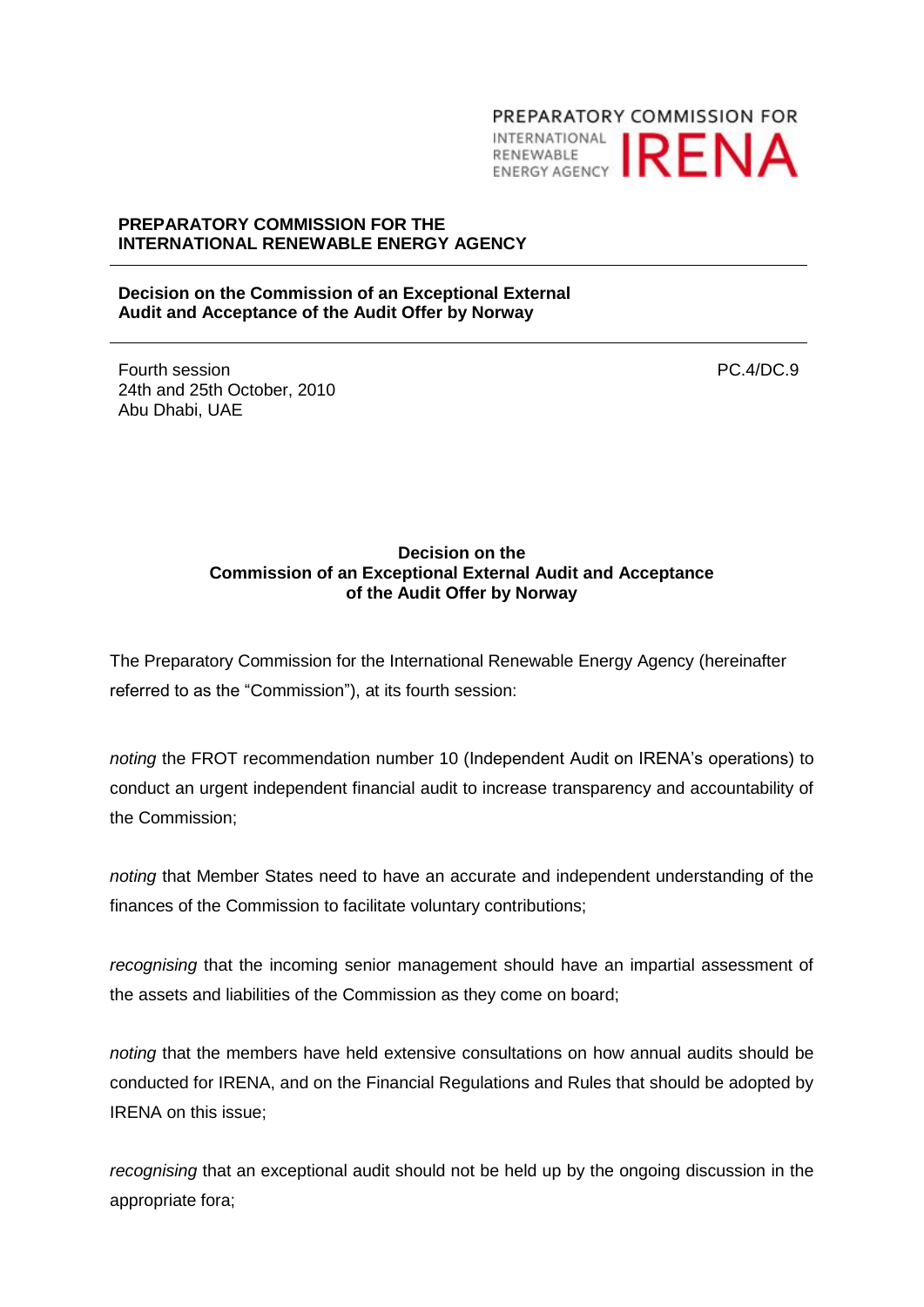PREPARATORY COMMISSION FOR INTERNATIONAL RENEWABLE ENERGY AGENCY IRENA

**PREPARATORY COMMISSION FOR THE INTERNATIONAL RENEWABLE ENERGY AGENCY**

---

**Decision on the Commission of an Exceptional External Audit and Acceptance of the Audit Offer by Norway**

---

Fourth session
24th and 25th October, 2010
Abu Dhabi, UAE

PC.4/DC.9

## Decision on the Commission of an Exceptional External Audit and Acceptance of the Audit Offer by Norway

The Preparatory Commission for the International Renewable Energy Agency (hereinafter referred to as the "Commission"), at its fourth session:

*noting* the FROT recommendation number 10 (Independent Audit on IRENA's operations) to conduct an urgent independent financial audit to increase transparency and accountability of the Commission;

*noting* that Member States need to have an accurate and independent understanding of the finances of the Commission to facilitate voluntary contributions;

*recognising* that the incoming senior management should have an impartial assessment of the assets and liabilities of the Commission as they come on board;

*noting* that the members have held extensive consultations on how annual audits should be conducted for IRENA, and on the Financial Regulations and Rules that should be adopted by IRENA on this issue;

*recognising* that an exceptional audit should not be held up by the ongoing discussion in the appropriate fora;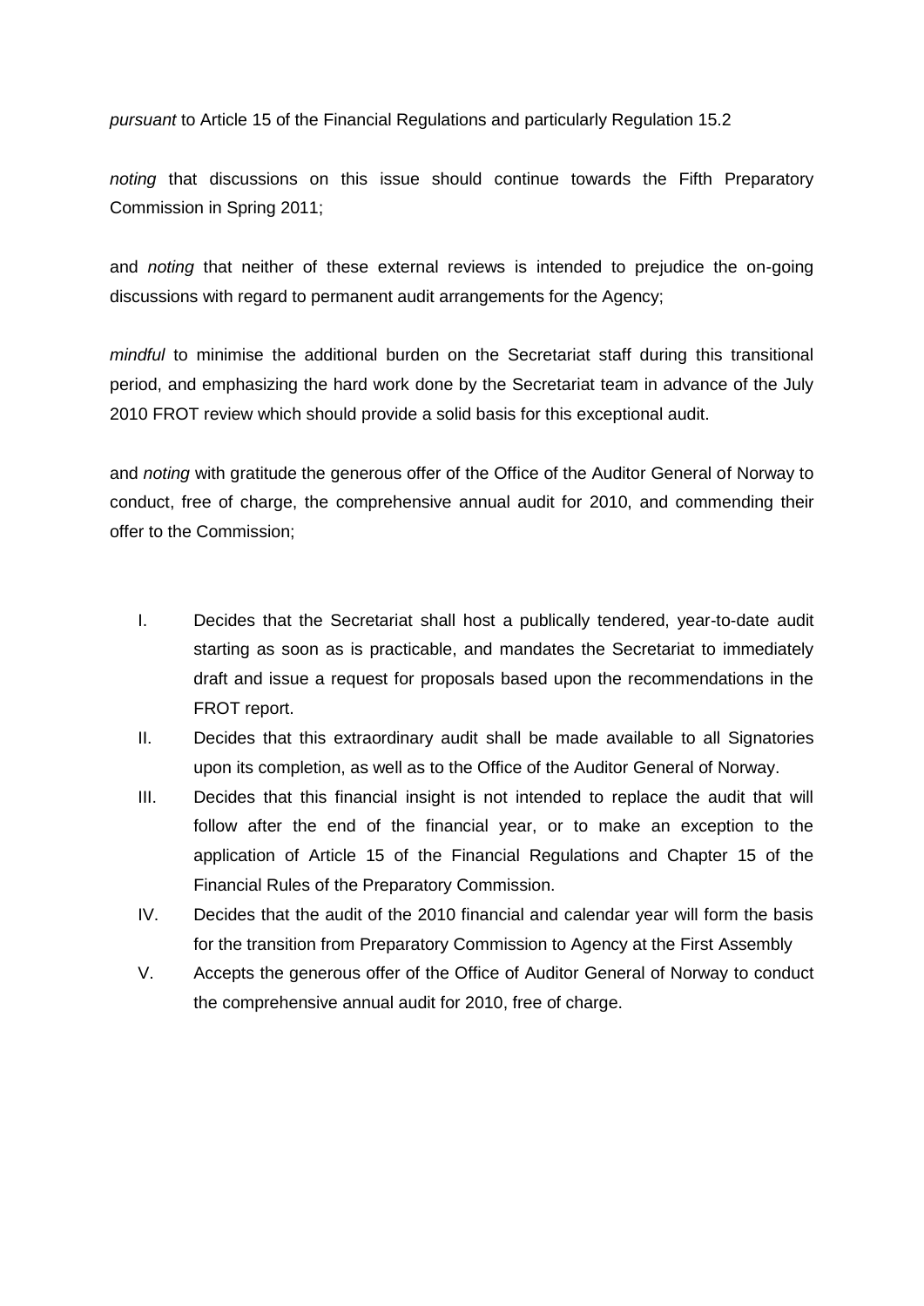*pursuant* to Article 15 of the Financial Regulations and particularly Regulation 15.2

*noting* that discussions on this issue should continue towards the Fifth Preparatory Commission in Spring 2011;

and *noting* that neither of these external reviews is intended to prejudice the on-going discussions with regard to permanent audit arrangements for the Agency;

*mindful* to minimise the additional burden on the Secretariat staff during this transitional period, and emphasizing the hard work done by the Secretariat team in advance of the July 2010 FROT review which should provide a solid basis for this exceptional audit.

and *noting* with gratitude the generous offer of the Office of the Auditor General of Norway to conduct, free of charge, the comprehensive annual audit for 2010, and commending their offer to the Commission;

I. Decides that the Secretariat shall host a publically tendered, year-to-date audit starting as soon as is practicable, and mandates the Secretariat to immediately draft and issue a request for proposals based upon the recommendations in the FROT report.

II. Decides that this extraordinary audit shall be made available to all Signatories upon its completion, as well as to the Office of the Auditor General of Norway.

III. Decides that this financial insight is not intended to replace the audit that will follow after the end of the financial year, or to make an exception to the application of Article 15 of the Financial Regulations and Chapter 15 of the Financial Rules of the Preparatory Commission.

IV. Decides that the audit of the 2010 financial and calendar year will form the basis for the transition from Preparatory Commission to Agency at the First Assembly

V. Accepts the generous offer of the Office of Auditor General of Norway to conduct the comprehensive annual audit for 2010, free of charge.